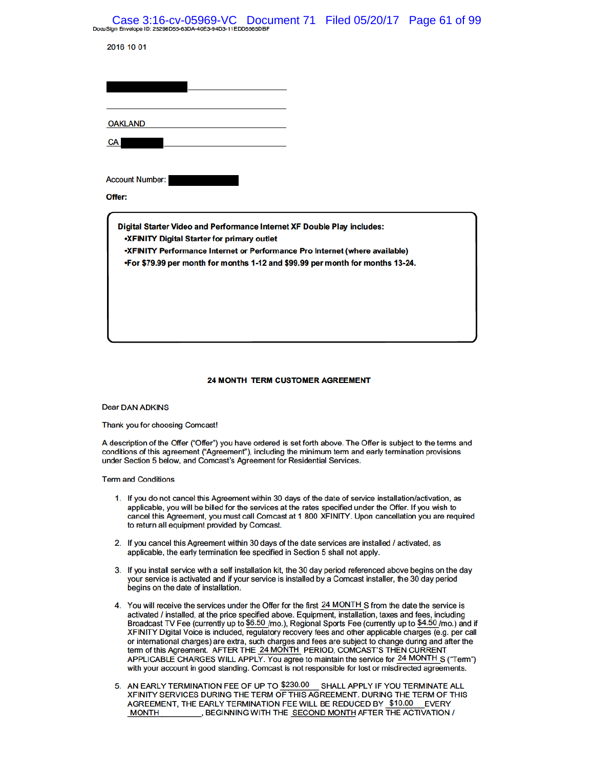DocuSign Envelope ID: 25298D55-63DA-40E3-94D3-11EDD5565DBF

2016 10 01

OAKLAND

CA

Account Number:

**Offer:**

**Digital Starter Video and Performance Internet XF Double Play includes:**
- **XFINITY Digital Starter for primary outlet**
- **XFINITY Performance Internet or Performance Pro Internet (where available)**
- **For $79.99 per month for months 1-12 and $99.99 per month for months 13-24.**

**24 MONTH TERM CUSTOMER AGREEMENT**

Dear DAN ADKINS

Thank you for choosing Comcast!

A description of the Offer ("Offer") you have ordered is set forth above. The Offer is subject to the terms and conditions of this agreement ("Agreement"), including the minimum term and early termination provisions under Section 5 below, and Comcast's Agreement for Residential Services.

Term and Conditions

1. If you do not cancel this Agreement within 30 days of the date of service installation/activation, as applicable, you will be billed for the services at the rates specified under the Offer. If you wish to cancel this Agreement, you must call Comcast at 1 800 XFINITY. Upon cancellation you are required to return all equipment provided by Comcast.

2. If you cancel this Agreement within 30 days of the date services are installed / activated, as applicable, the early termination fee specified in Section 5 shall not apply.

3. If you install service with a self installation kit, the 30 day period referenced above begins on the day your service is activated and if your service is installed by a Comcast installer, the 30 day period begins on the date of installation.

4. You will receive the services under the Offer for the first 24 MONTH S from the date the service is activated / installed, at the price specified above. Equipment, installation, taxes and fees, including Broadcast TV Fee (currently up to $6.50 /mo.), Regional Sports Fee (currently up to $4.50 /mo.) and if XFINITY Digital Voice is included, regulatory recovery fees and other applicable charges (e.g. per call or international charges) are extra, such charges and fees are subject to change during and after the term of this Agreement. AFTER THE 24 MONTH PERIOD, COMCAST'S THEN CURRENT APPLICABLE CHARGES WILL APPLY. You agree to maintain the service for 24 MONTH S ("Term") with your account in good standing. Comcast is not responsible for lost or misdirected agreements.

5. AN EARLY TERMINATION FEE OF UP TO $230.00 SHALL APPLY IF YOU TERMINATE ALL XFINITY SERVICES DURING THE TERM OF THIS AGREEMENT. DURING THE TERM OF THIS AGREEMENT, THE EARLY TERMINATION FEE WILL BE REDUCED BY $10.00 EVERY MONTH , BEGINNING WITH THE SECOND MONTH AFTER THE ACTIVATION /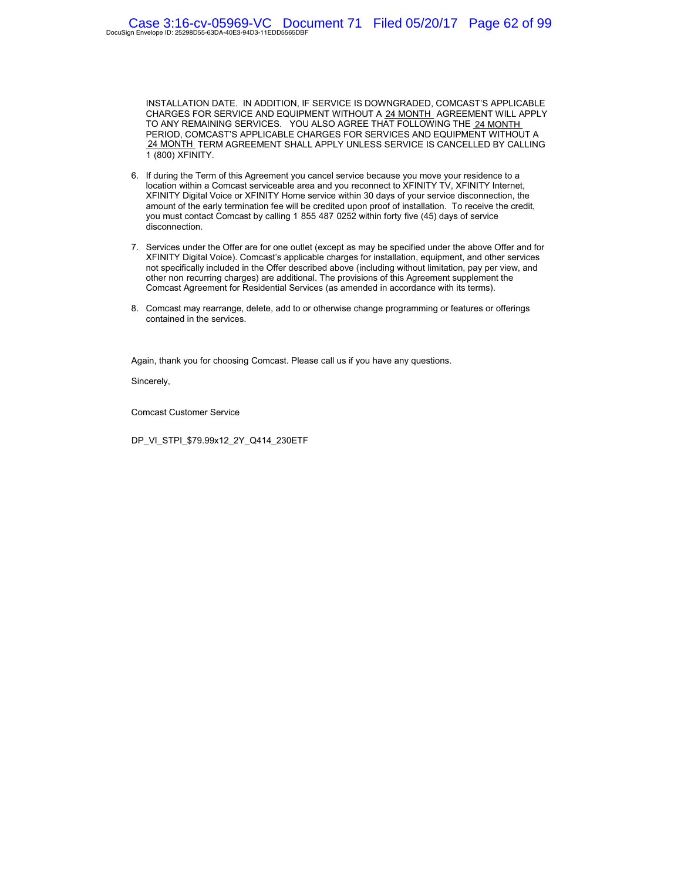INSTALLATION DATE. IN ADDITION, IF SERVICE IS DOWNGRADED, COMCAST'S APPLICABLE CHARGES FOR SERVICE AND EQUIPMENT WITHOUT A 24 MONTH AGREEMENT WILL APPLY TO ANY REMAINING SERVICES. YOU ALSO AGREE THAT FOLLOWING THE 24 MONTH PERIOD, COMCAST'S APPLICABLE CHARGES FOR SERVICES AND EQUIPMENT WITHOUT A 24 MONTH TERM AGREEMENT SHALL APPLY UNLESS SERVICE IS CANCELLED BY CALLING 1 (800) XFINITY.

6. If during the Term of this Agreement you cancel service because you move your residence to a location within a Comcast serviceable area and you reconnect to XFINITY TV, XFINITY Internet, XFINITY Digital Voice or XFINITY Home service within 30 days of your service disconnection, the amount of the early termination fee will be credited upon proof of installation. To receive the credit, you must contact Comcast by calling 1 855 487 0252 within forty five (45) days of service disconnection.

7. Services under the Offer are for one outlet (except as may be specified under the above Offer and for XFINITY Digital Voice). Comcast's applicable charges for installation, equipment, and other services not specifically included in the Offer described above (including without limitation, pay per view, and other non recurring charges) are additional. The provisions of this Agreement supplement the Comcast Agreement for Residential Services (as amended in accordance with its terms).

8. Comcast may rearrange, delete, add to or otherwise change programming or features or offerings contained in the services.

Again, thank you for choosing Comcast. Please call us if you have any questions.

Sincerely,

Comcast Customer Service

DP_VI_STPI_$79.99x12_2Y_Q414_230ETF